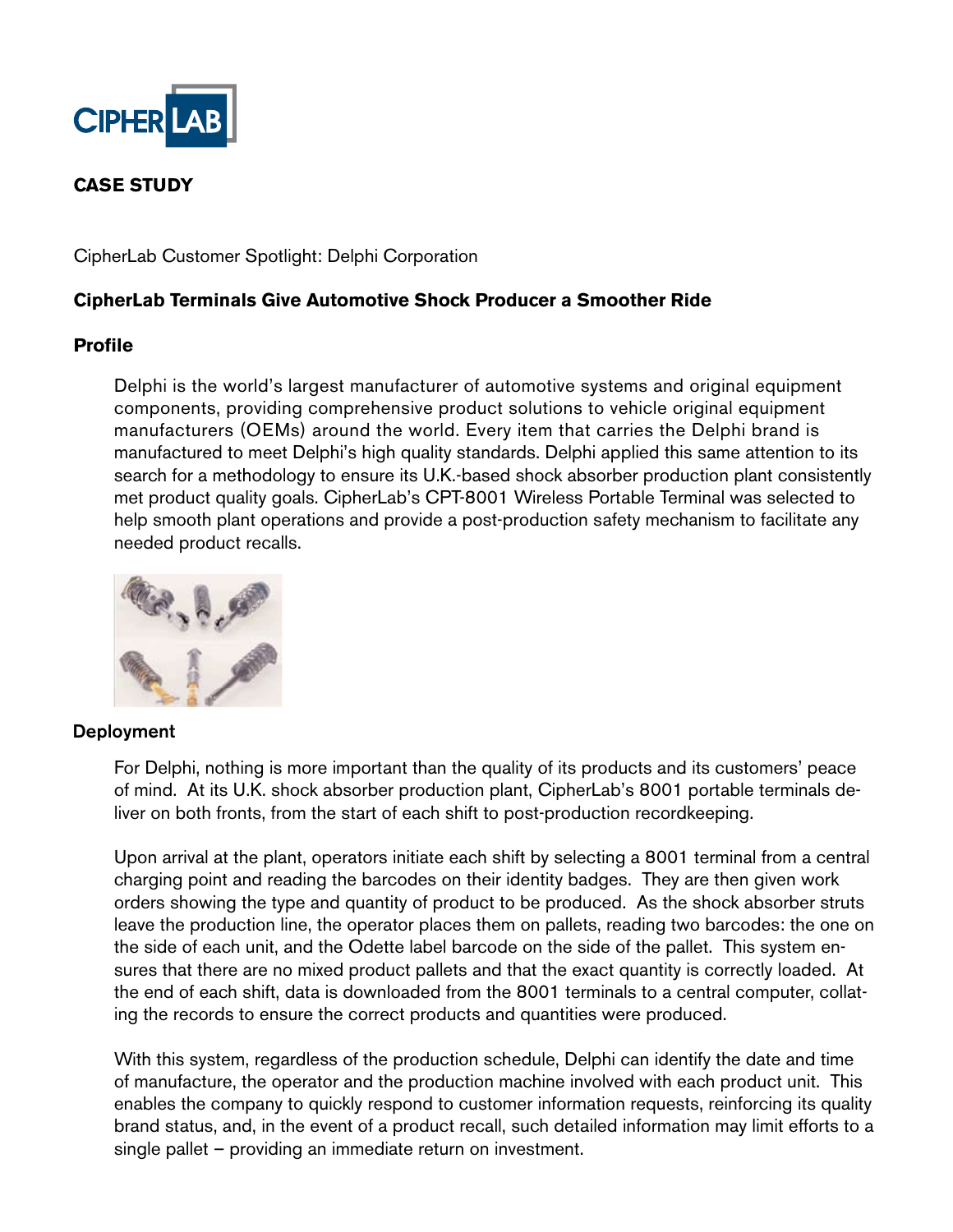CIPHERLAB

**CASE STUDY**

CipherLab Customer Spotlight: Delphi Corporation

## CipherLab Terminals Give Automotive Shock Producer a Smoother Ride

### Profile

Delphi is the world's largest manufacturer of automotive systems and original equipment components, providing comprehensive product solutions to vehicle original equipment manufacturers (OEMs) around the world. Every item that carries the Delphi brand is manufactured to meet Delphi's high quality standards. Delphi applied this same attention to its search for a methodology to ensure its U.K.-based shock absorber production plant consistently met product quality goals. CipherLab's CPT-8001 Wireless Portable Terminal was selected to help smooth plant operations and provide a post-production safety mechanism to facilitate any needed product recalls.

### Deployment

For Delphi, nothing is more important than the quality of its products and its customers' peace of mind. At its U.K. shock absorber production plant, CipherLab's 8001 portable terminals deliver on both fronts, from the start of each shift to post-production recordkeeping.

Upon arrival at the plant, operators initiate each shift by selecting a 8001 terminal from a central charging point and reading the barcodes on their identity badges. They are then given work orders showing the type and quantity of product to be produced. As the shock absorber struts leave the production line, the operator places them on pallets, reading two barcodes: the one on the side of each unit, and the Odette label barcode on the side of the pallet. This system ensures that there are no mixed product pallets and that the exact quantity is correctly loaded. At the end of each shift, data is downloaded from the 8001 terminals to a central computer, collating the records to ensure the correct products and quantities were produced.

With this system, regardless of the production schedule, Delphi can identify the date and time of manufacture, the operator and the production machine involved with each product unit. This enables the company to quickly respond to customer information requests, reinforcing its quality brand status, and, in the event of a product recall, such detailed information may limit efforts to a single pallet – providing an immediate return on investment.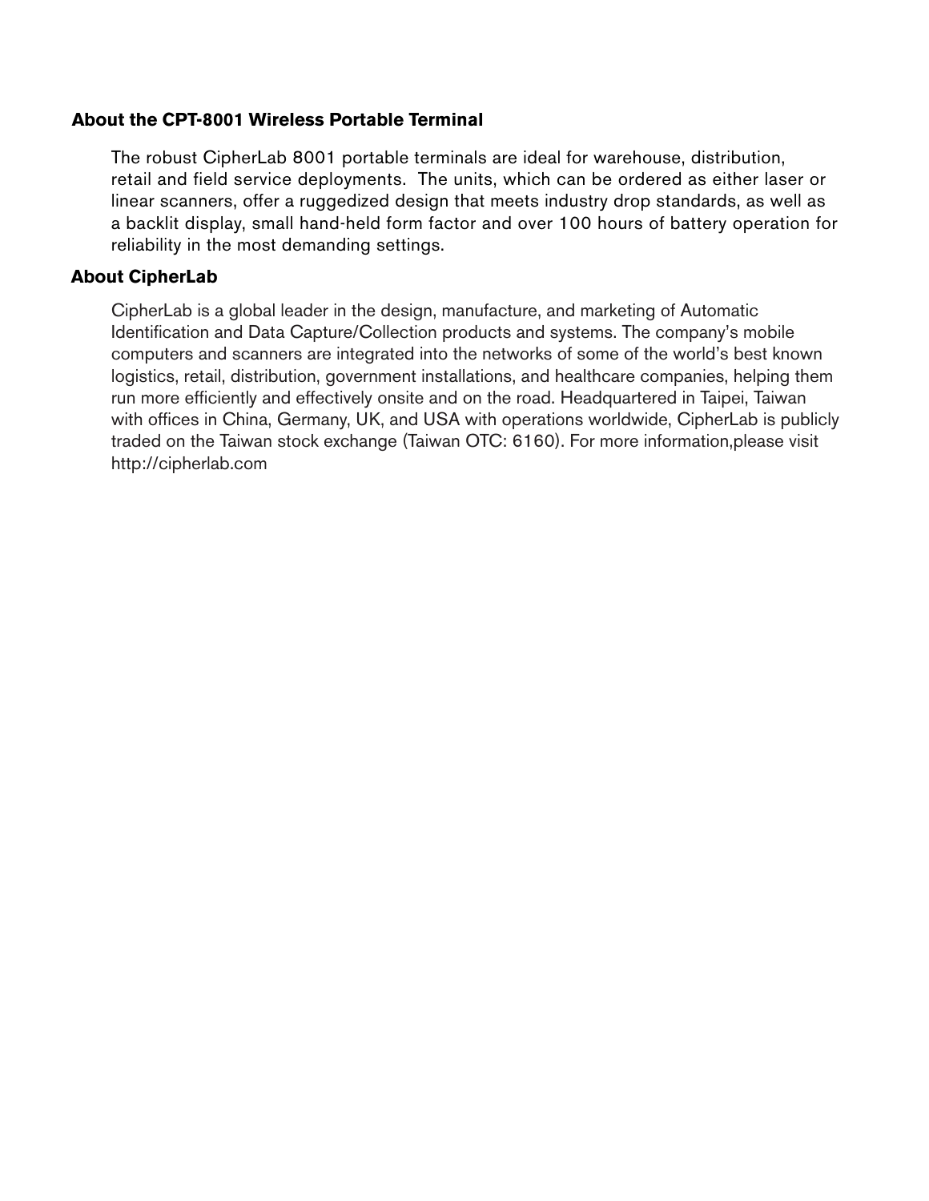### About the CPT-8001 Wireless Portable Terminal

The robust CipherLab 8001 portable terminals are ideal for warehouse, distribution, retail and field service deployments. The units, which can be ordered as either laser or linear scanners, offer a ruggedized design that meets industry drop standards, as well as a backlit display, small hand-held form factor and over 100 hours of battery operation for reliability in the most demanding settings.

### About CipherLab

CipherLab is a global leader in the design, manufacture, and marketing of Automatic Identification and Data Capture/Collection products and systems. The company's mobile computers and scanners are integrated into the networks of some of the world's best known logistics, retail, distribution, government installations, and healthcare companies, helping them run more efficiently and effectively onsite and on the road. Headquartered in Taipei, Taiwan with offices in China, Germany, UK, and USA with operations worldwide, CipherLab is publicly traded on the Taiwan stock exchange (Taiwan OTC: 6160). For more information,please visit http://cipherlab.com